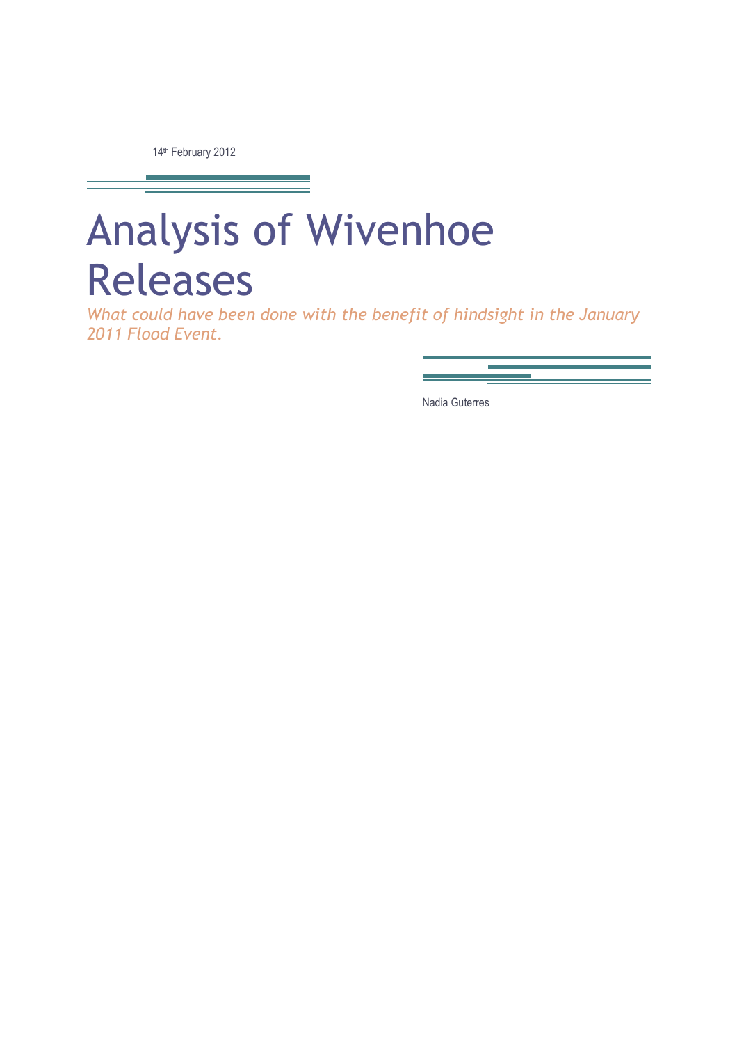14th February 2012

# Analysis of Wivenhoe Releases

*What could have been done with the benefit of hindsight in the January 2011 Flood Event.*

Nadia Guterres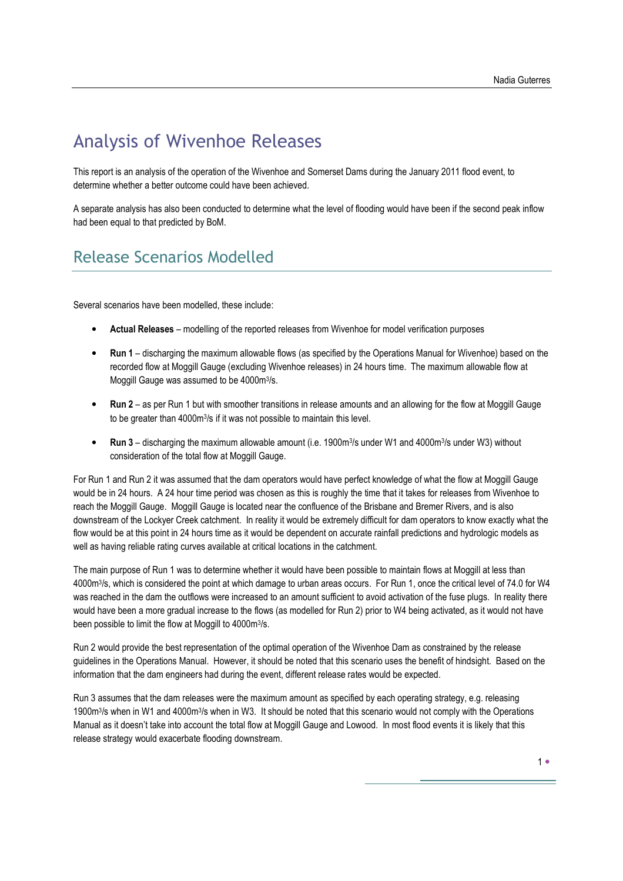# Analysis of Wivenhoe Releases

This report is an analysis of the operation of the Wivenhoe and Somerset Dams during the January 2011 flood event, to determine whether a better outcome could have been achieved.

A separate analysis has also been conducted to determine what the level of flooding would have been if the second peak inflow had been equal to that predicted by BoM.

## Release Scenarios Modelled

Several scenarios have been modelled, these include:

- **Actual Releases** – modelling of the reported releases from Wivenhoe for model verification purposes
- **Run 1** – discharging the maximum allowable flows (as specified by the Operations Manual for Wivenhoe) based on the recorded flow at Moggill Gauge (excluding Wivenhoe releases) in 24 hours time. The maximum allowable flow at Moggill Gauge was assumed to be 4000m$^3$/s.
- **Run 2** – as per Run 1 but with smoother transitions in release amounts and an allowing for the flow at Moggill Gauge to be greater than 4000m$^3$/s if it was not possible to maintain this level.
- **Run 3** – discharging the maximum allowable amount (i.e. 1900m$^3$/s under W1 and 4000m$^3$/s under W3) without consideration of the total flow at Moggill Gauge.

For Run 1 and Run 2 it was assumed that the dam operators would have perfect knowledge of what the flow at Moggill Gauge would be in 24 hours. A 24 hour time period was chosen as this is roughly the time that it takes for releases from Wivenhoe to reach the Moggill Gauge. Moggill Gauge is located near the confluence of the Brisbane and Bremer Rivers, and is also downstream of the Lockyer Creek catchment. In reality it would be extremely difficult for dam operators to know exactly what the flow would be at this point in 24 hours time as it would be dependent on accurate rainfall predictions and hydrologic models as well as having reliable rating curves available at critical locations in the catchment.

The main purpose of Run 1 was to determine whether it would have been possible to maintain flows at Moggill at less than 4000m$^3$/s, which is considered the point at which damage to urban areas occurs. For Run 1, once the critical level of 74.0 for W4 was reached in the dam the outflows were increased to an amount sufficient to avoid activation of the fuse plugs. In reality there would have been a more gradual increase to the flows (as modelled for Run 2) prior to W4 being activated, as it would not have been possible to limit the flow at Moggill to 4000m$^3$/s.

Run 2 would provide the best representation of the optimal operation of the Wivenhoe Dam as constrained by the release guidelines in the Operations Manual. However, it should be noted that this scenario uses the benefit of hindsight. Based on the information that the dam engineers had during the event, different release rates would be expected.

Run 3 assumes that the dam releases were the maximum amount as specified by each operating strategy, e.g. releasing 1900m$^3$/s when in W1 and 4000m$^3$/s when in W3. It should be noted that this scenario would not comply with the Operations Manual as it doesn't take into account the total flow at Moggill Gauge and Lowood. In most flood events it is likely that this release strategy would exacerbate flooding downstream.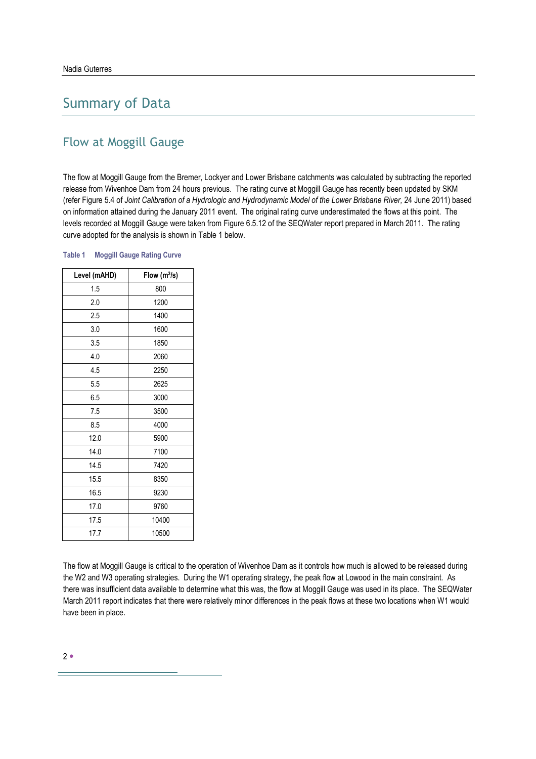# Summary of Data

## Flow at Moggill Gauge

The flow at Moggill Gauge from the Bremer, Lockyer and Lower Brisbane catchments was calculated by subtracting the reported release from Wivenhoe Dam from 24 hours previous. The rating curve at Moggill Gauge has recently been updated by SKM (refer Figure 5.4 of *Joint Calibration of a Hydrologic and Hydrodynamic Model of the Lower Brisbane River,* 24 June 2011) based on information attained during the January 2011 event. The original rating curve underestimated the flows at this point. The levels recorded at Moggill Gauge were taken from Figure 6.5.12 of the SEQWater report prepared in March 2011. The rating curve adopted for the analysis is shown in Table 1 below.

**Table 1 Moggill Gauge Rating Curve**

| Level (mAHD) | Flow ($m^3$/s) |
|---|---|
| 1.5 | 800 |
| 2.0 | 1200 |
| 2.5 | 1400 |
| 3.0 | 1600 |
| 3.5 | 1850 |
| 4.0 | 2060 |
| 4.5 | 2250 |
| 5.5 | 2625 |
| 6.5 | 3000 |
| 7.5 | 3500 |
| 8.5 | 4000 |
| 12.0 | 5900 |
| 14.0 | 7100 |
| 14.5 | 7420 |
| 15.5 | 8350 |
| 16.5 | 9230 |
| 17.0 | 9760 |
| 17.5 | 10400 |
| 17.7 | 10500 |

The flow at Moggill Gauge is critical to the operation of Wivenhoe Dam as it controls how much is allowed to be released during the W2 and W3 operating strategies. During the W1 operating strategy, the peak flow at Lowood in the main constraint. As there was insufficient data available to determine what this was, the flow at Moggill Gauge was used in its place. The SEQWater March 2011 report indicates that there were relatively minor differences in the peak flows at these two locations when W1 would have been in place.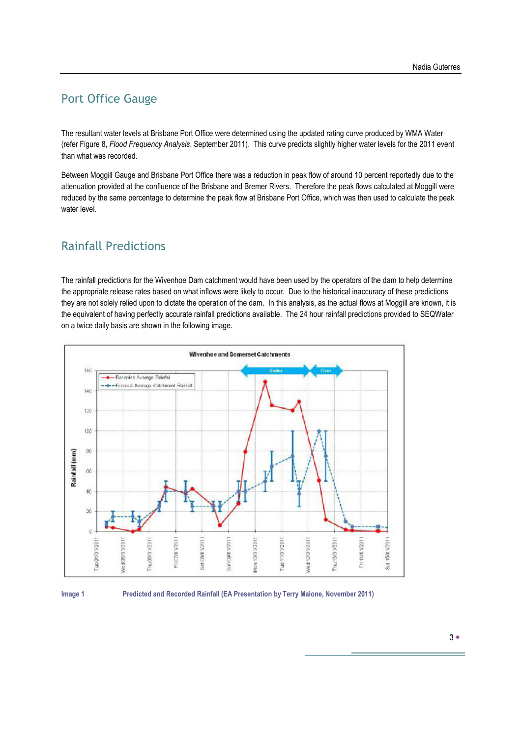## Port Office Gauge

The resultant water levels at Brisbane Port Office were determined using the updated rating curve produced by WMA Water (refer Figure 8, *Flood Frequency Analysis*, September 2011). This curve predicts slightly higher water levels for the 2011 event than what was recorded.

Between Moggill Gauge and Brisbane Port Office there was a reduction in peak flow of around 10 percent reportedly due to the attenuation provided at the confluence of the Brisbane and Bremer Rivers. Therefore the peak flows calculated at Moggill were reduced by the same percentage to determine the peak flow at Brisbane Port Office, which was then used to calculate the peak water level.

## Rainfall Predictions

The rainfall predictions for the Wivenhoe Dam catchment would have been used by the operators of the dam to help determine the appropriate release rates based on what inflows were likely to occur. Due to the historical inaccuracy of these predictions they are not solely relied upon to dictate the operation of the dam. In this analysis, as the actual flows at Moggill are known, it is the equivalent of having perfectly accurate rainfall predictions available. The 24 hour rainfall predictions provided to SEQWater on a twice daily basis are shown in the following image.

**Image 1** Predicted and Recorded Rainfall (EA Presentation by Terry Malone, November 2011)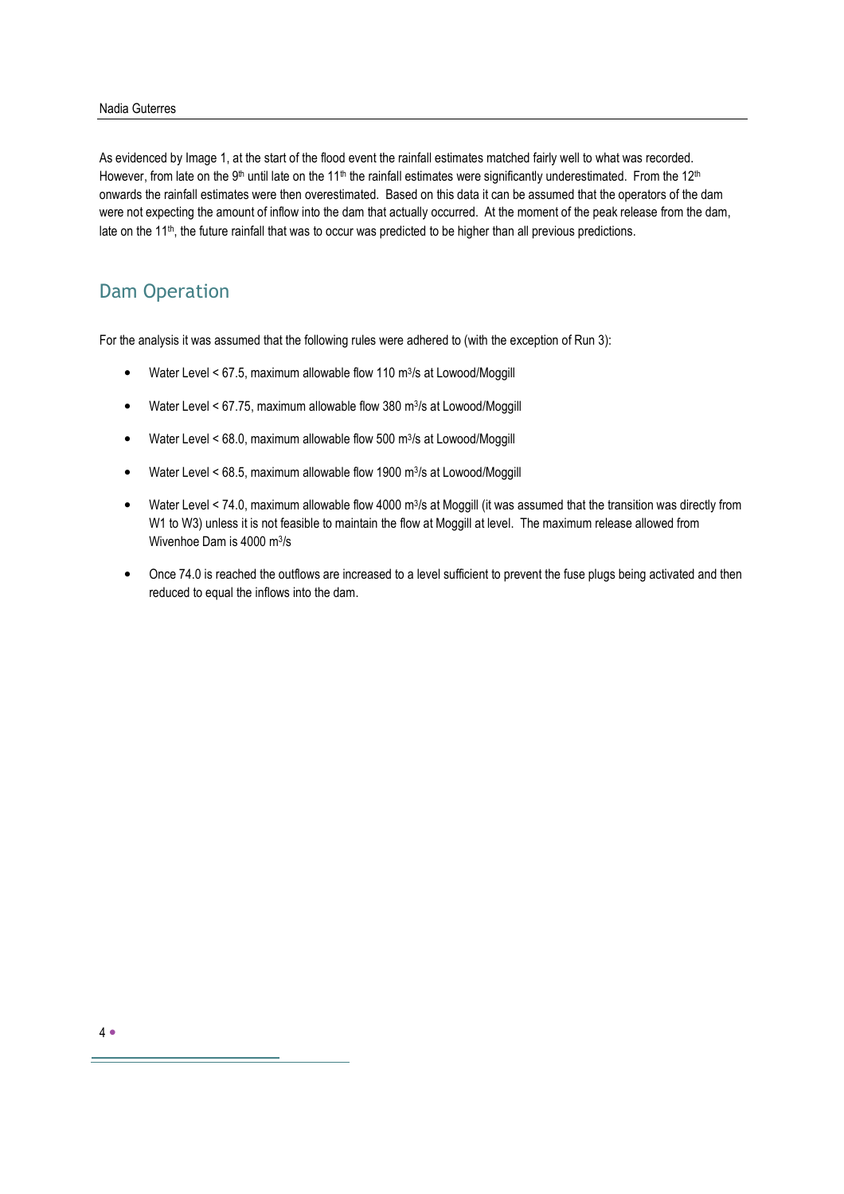As evidenced by Image 1, at the start of the flood event the rainfall estimates matched fairly well to what was recorded. However, from late on the 9th until late on the 11th the rainfall estimates were significantly underestimated. From the 12th onwards the rainfall estimates were then overestimated. Based on this data it can be assumed that the operators of the dam were not expecting the amount of inflow into the dam that actually occurred. At the moment of the peak release from the dam, late on the 11th, the future rainfall that was to occur was predicted to be higher than all previous predictions.

## Dam Operation

For the analysis it was assumed that the following rules were adhered to (with the exception of Run 3):

- Water Level < 67.5, maximum allowable flow 110 $m^3/s$ at Lowood/Moggill
- Water Level < 67.75, maximum allowable flow 380 $m^3/s$ at Lowood/Moggill
- Water Level < 68.0, maximum allowable flow 500 $m^3/s$ at Lowood/Moggill
- Water Level < 68.5, maximum allowable flow 1900 $m^3/s$ at Lowood/Moggill
- Water Level < 74.0, maximum allowable flow 4000 $m^3/s$ at Moggill (it was assumed that the transition was directly from W1 to W3) unless it is not feasible to maintain the flow at Moggill at level. The maximum release allowed from Wivenhoe Dam is 4000 $m^3/s$
- Once 74.0 is reached the outflows are increased to a level sufficient to prevent the fuse plugs being activated and then reduced to equal the inflows into the dam.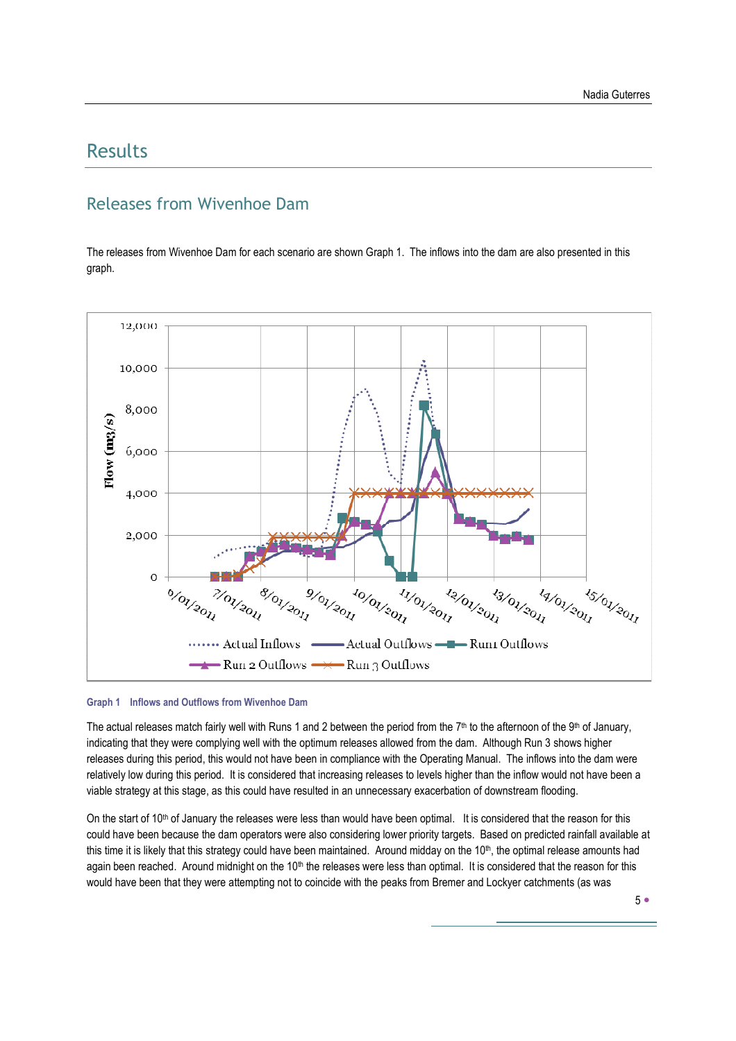# Results

## Releases from Wivenhoe Dam

The releases from Wivenhoe Dam for each scenario are shown Graph 1. The inflows into the dam are also presented in this graph.

**Graph 1 Inflows and Outflows from Wivenhoe Dam**

The actual releases match fairly well with Runs 1 and 2 between the period from the 7th to the afternoon of the 9th of January, indicating that they were complying well with the optimum releases allowed from the dam. Although Run 3 shows higher releases during this period, this would not have been in compliance with the Operating Manual. The inflows into the dam were relatively low during this period. It is considered that increasing releases to levels higher than the inflow would not have been a viable strategy at this stage, as this could have resulted in an unnecessary exacerbation of downstream flooding.

On the start of 10th of January the releases were less than would have been optimal. It is considered that the reason for this could have been because the dam operators were also considering lower priority targets. Based on predicted rainfall available at this time it is likely that this strategy could have been maintained. Around midday on the 10th, the optimal release amounts had again been reached. Around midnight on the 10th the releases were less than optimal. It is considered that the reason for this would have been that they were attempting not to coincide with the peaks from Bremer and Lockyer catchments (as was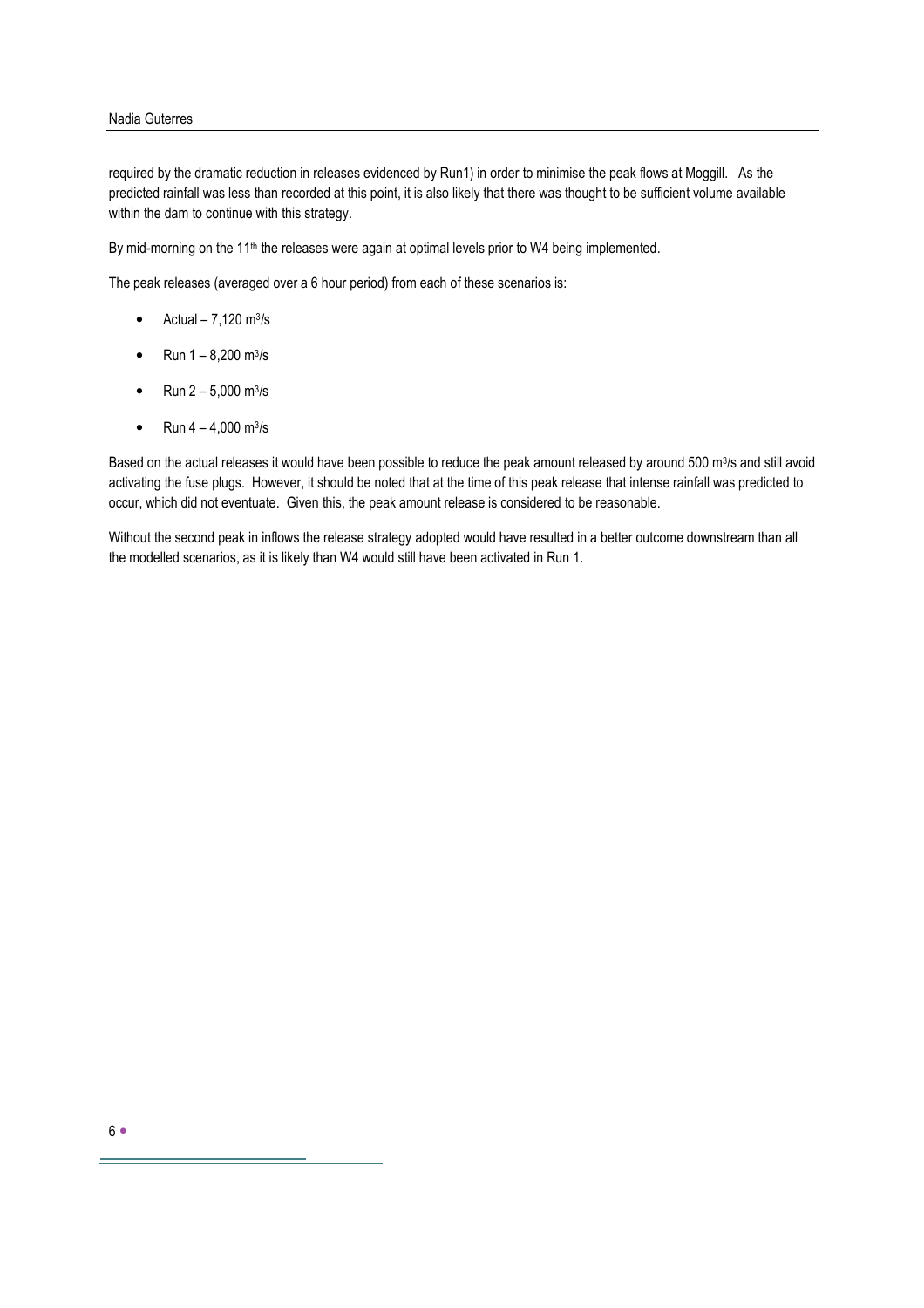required by the dramatic reduction in releases evidenced by Run1) in order to minimise the peak flows at Moggill. As the predicted rainfall was less than recorded at this point, it is also likely that there was thought to be sufficient volume available within the dam to continue with this strategy.

By mid-morning on the 11th the releases were again at optimal levels prior to W4 being implemented.

The peak releases (averaged over a 6 hour period) from each of these scenarios is:

- Actual – 7,120 $m^3/s$
- Run 1 – 8,200 $m^3/s$
- Run 2 – 5,000 $m^3/s$
- Run 4 – 4,000 $m^3/s$

Based on the actual releases it would have been possible to reduce the peak amount released by around 500 $m^3/s$ and still avoid activating the fuse plugs. However, it should be noted that at the time of this peak release that intense rainfall was predicted to occur, which did not eventuate. Given this, the peak amount release is considered to be reasonable.

Without the second peak in inflows the release strategy adopted would have resulted in a better outcome downstream than all the modelled scenarios, as it is likely than W4 would still have been activated in Run 1.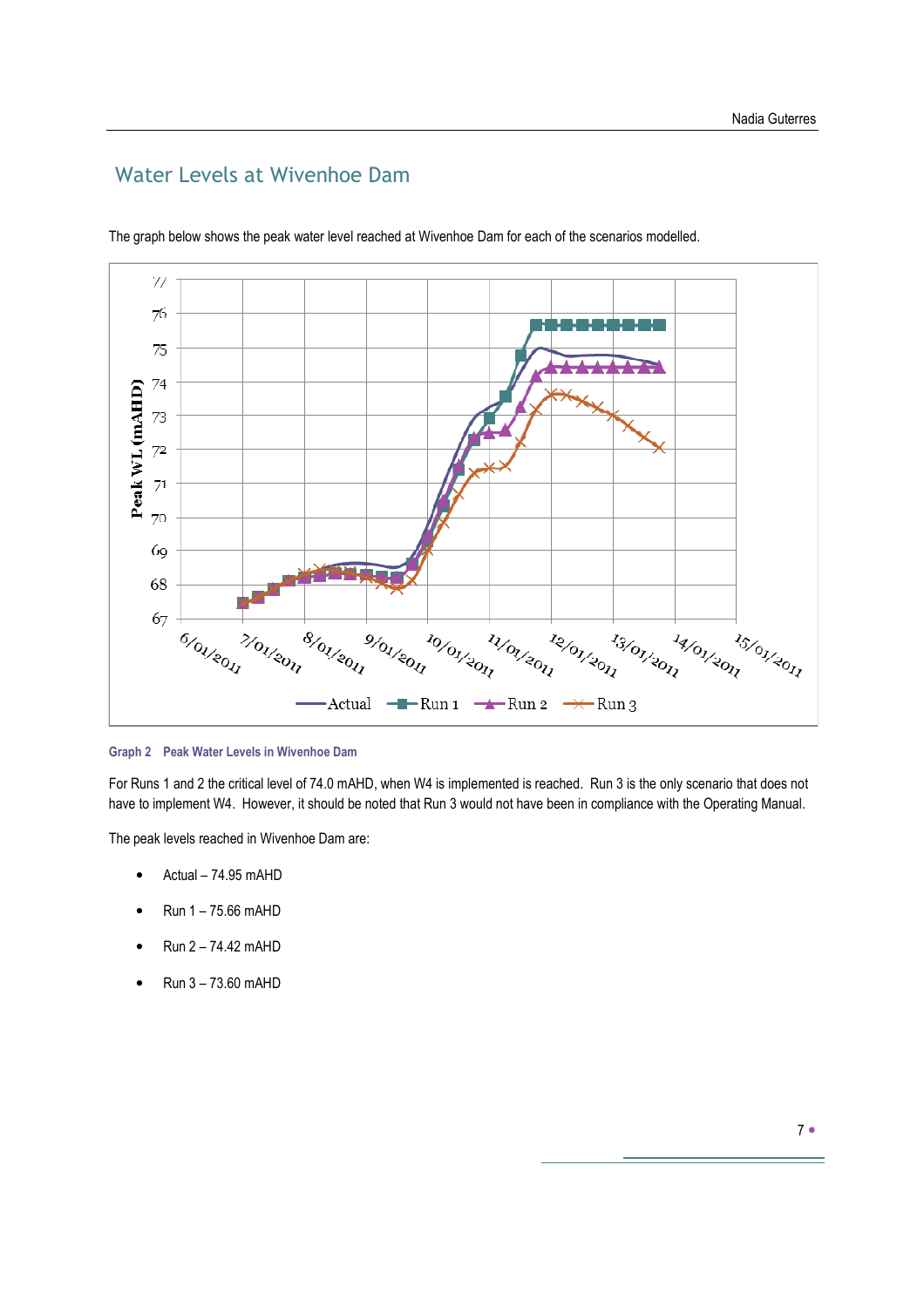## Water Levels at Wivenhoe Dam

The graph below shows the peak water level reached at Wivenhoe Dam for each of the scenarios modelled.

Graph 2 Peak Water Levels in Wivenhoe Dam

For Runs 1 and 2 the critical level of 74.0 mAHD, when W4 is implemented is reached. Run 3 is the only scenario that does not have to implement W4. However, it should be noted that Run 3 would not have been in compliance with the Operating Manual.

The peak levels reached in Wivenhoe Dam are:

- Actual – 74.95 mAHD
- Run 1 – 75.66 mAHD
- Run 2 – 74.42 mAHD
- Run 3 – 73.60 mAHD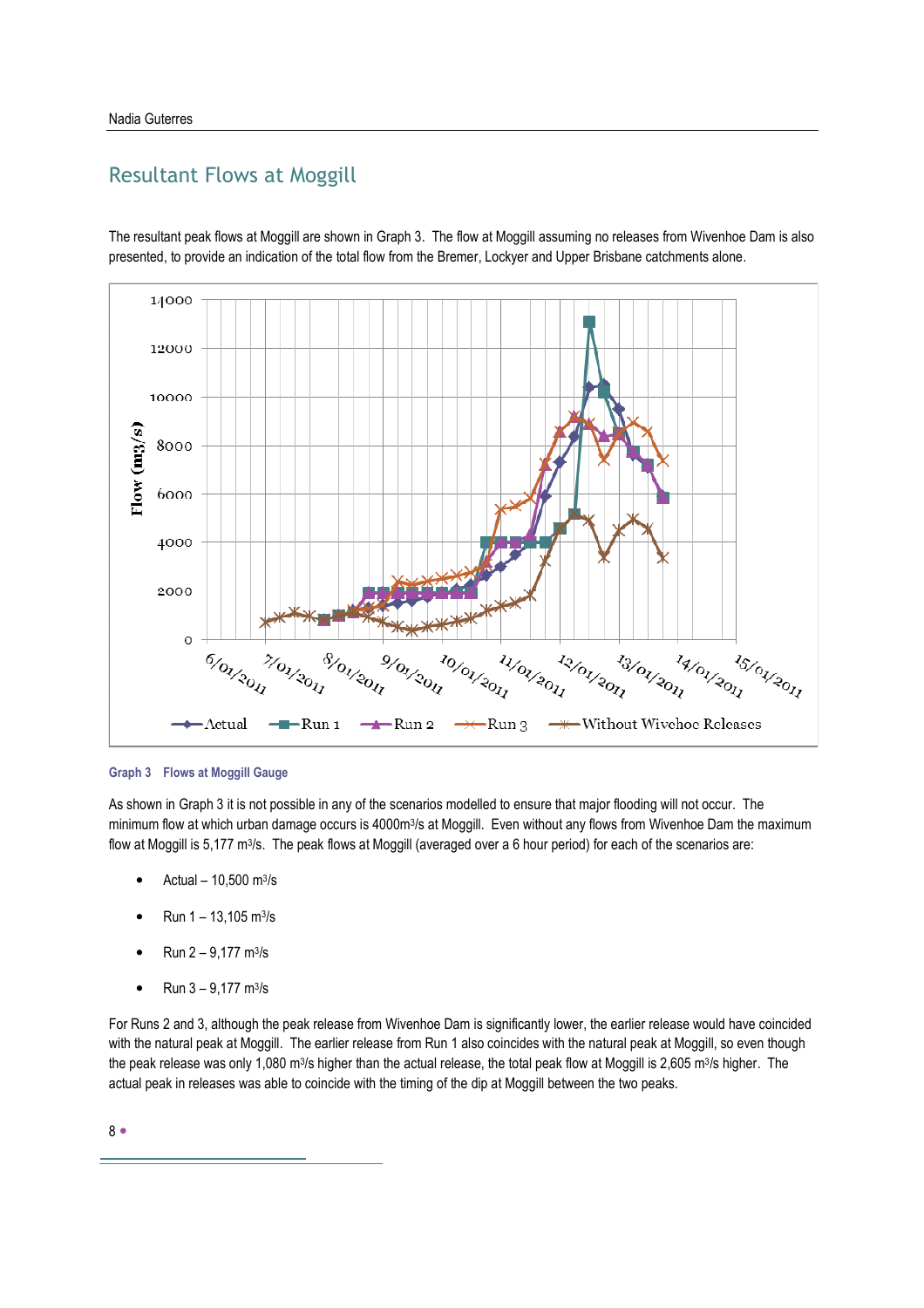## Resultant Flows at Moggill

The resultant peak flows at Moggill are shown in Graph 3. The flow at Moggill assuming no releases from Wivenhoe Dam is also presented, to provide an indication of the total flow from the Bremer, Lockyer and Upper Brisbane catchments alone.

**Graph 3 Flows at Moggill Gauge**

As shown in Graph 3 it is not possible in any of the scenarios modelled to ensure that major flooding will not occur. The minimum flow at which urban damage occurs is 4000m³/s at Moggill. Even without any flows from Wivenhoe Dam the maximum flow at Moggill is 5,177 m³/s. The peak flows at Moggill (averaged over a 6 hour period) for each of the scenarios are:

- Actual – 10,500 m³/s
- Run 1 – 13,105 m³/s
- Run 2 – 9,177 m³/s
- Run 3 – 9,177 m³/s

For Runs 2 and 3, although the peak release from Wivenhoe Dam is significantly lower, the earlier release would have coincided with the natural peak at Moggill. The earlier release from Run 1 also coincides with the natural peak at Moggill, so even though the peak release was only 1,080 m³/s higher than the actual release, the total peak flow at Moggill is 2,605 m³/s higher. The actual peak in releases was able to coincide with the timing of the dip at Moggill between the two peaks.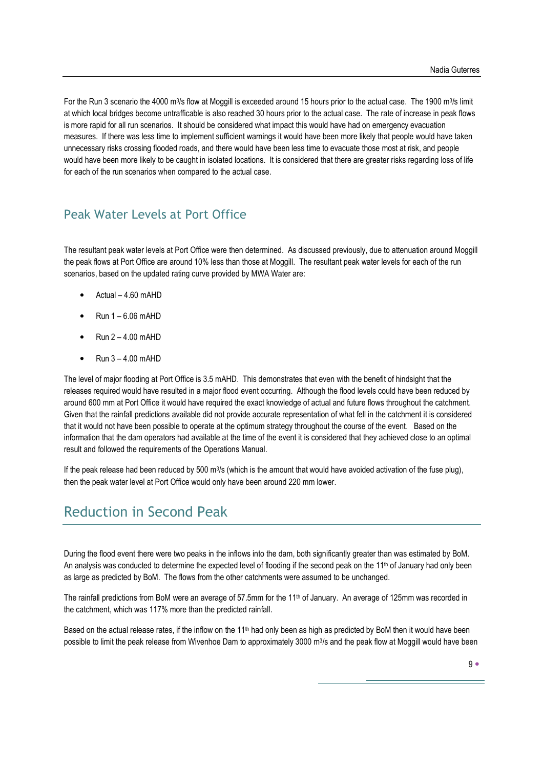For the Run 3 scenario the 4000 $m^3/s$ flow at Moggill is exceeded around 15 hours prior to the actual case. The 1900 $m^3/s$ limit at which local bridges become untrafficable is also reached 30 hours prior to the actual case. The rate of increase in peak flows is more rapid for all run scenarios. It should be considered what impact this would have had on emergency evacuation measures. If there was less time to implement sufficient warnings it would have been more likely that people would have taken unnecessary risks crossing flooded roads, and there would have been less time to evacuate those most at risk, and people would have been more likely to be caught in isolated locations. It is considered that there are greater risks regarding loss of life for each of the run scenarios when compared to the actual case.

### Peak Water Levels at Port Office

The resultant peak water levels at Port Office were then determined. As discussed previously, due to attenuation around Moggill the peak flows at Port Office are around 10% less than those at Moggill. The resultant peak water levels for each of the run scenarios, based on the updated rating curve provided by MWA Water are:

- Actual – 4.60 mAHD
- Run 1 – 6.06 mAHD
- Run 2 – 4.00 mAHD
- Run 3 – 4.00 mAHD

The level of major flooding at Port Office is 3.5 mAHD. This demonstrates that even with the benefit of hindsight that the releases required would have resulted in a major flood event occurring. Although the flood levels could have been reduced by around 600 mm at Port Office it would have required the exact knowledge of actual and future flows throughout the catchment. Given that the rainfall predictions available did not provide accurate representation of what fell in the catchment it is considered that it would not have been possible to operate at the optimum strategy throughout the course of the event. Based on the information that the dam operators had available at the time of the event it is considered that they achieved close to an optimal result and followed the requirements of the Operations Manual.

If the peak release had been reduced by 500 $m^3/s$ (which is the amount that would have avoided activation of the fuse plug), then the peak water level at Port Office would only have been around 220 mm lower.

## Reduction in Second Peak

During the flood event there were two peaks in the inflows into the dam, both significantly greater than was estimated by BoM. An analysis was conducted to determine the expected level of flooding if the second peak on the 11th of January had only been as large as predicted by BoM. The flows from the other catchments were assumed to be unchanged.

The rainfall predictions from BoM were an average of 57.5mm for the 11th of January. An average of 125mm was recorded in the catchment, which was 117% more than the predicted rainfall.

Based on the actual release rates, if the inflow on the 11th had only been as high as predicted by BoM then it would have been possible to limit the peak release from Wivenhoe Dam to approximately 3000 $m^3/s$ and the peak flow at Moggill would have been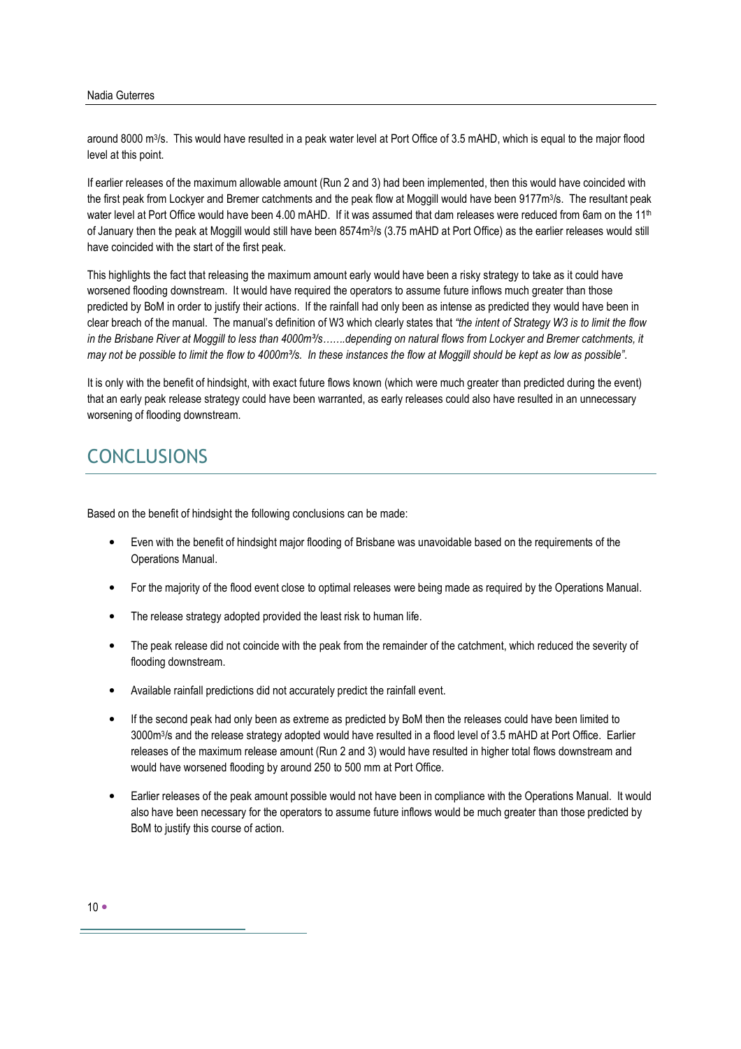around 8000 $m^3/s$. This would have resulted in a peak water level at Port Office of 3.5 mAHD, which is equal to the major flood level at this point.

If earlier releases of the maximum allowable amount (Run 2 and 3) had been implemented, then this would have coincided with the first peak from Lockyer and Bremer catchments and the peak flow at Moggill would have been 9177$m^3/s$. The resultant peak water level at Port Office would have been 4.00 mAHD. If it was assumed that dam releases were reduced from 6am on the 11th of January then the peak at Moggill would still have been 8574$m^3/s$ (3.75 mAHD at Port Office) as the earlier releases would still have coincided with the start of the first peak.

This highlights the fact that releasing the maximum amount early would have been a risky strategy to take as it could have worsened flooding downstream. It would have required the operators to assume future inflows much greater than those predicted by BoM in order to justify their actions. If the rainfall had only been as intense as predicted they would have been in clear breach of the manual. The manual's definition of W3 which clearly states that *"the intent of Strategy W3 is to limit the flow in the Brisbane River at Moggill to less than 4000m³/s…….depending on natural flows from Lockyer and Bremer catchments, it may not be possible to limit the flow to 4000m³/s. In these instances the flow at Moggill should be kept as low as possible"*.

It is only with the benefit of hindsight, with exact future flows known (which were much greater than predicted during the event) that an early peak release strategy could have been warranted, as early releases could also have resulted in an unnecessary worsening of flooding downstream.

## CONCLUSIONS

Based on the benefit of hindsight the following conclusions can be made:

- Even with the benefit of hindsight major flooding of Brisbane was unavoidable based on the requirements of the Operations Manual.
- For the majority of the flood event close to optimal releases were being made as required by the Operations Manual.
- The release strategy adopted provided the least risk to human life.
- The peak release did not coincide with the peak from the remainder of the catchment, which reduced the severity of flooding downstream.
- Available rainfall predictions did not accurately predict the rainfall event.
- If the second peak had only been as extreme as predicted by BoM then the releases could have been limited to 3000$m^3/s$ and the release strategy adopted would have resulted in a flood level of 3.5 mAHD at Port Office. Earlier releases of the maximum release amount (Run 2 and 3) would have resulted in higher total flows downstream and would have worsened flooding by around 250 to 500 mm at Port Office.
- Earlier releases of the peak amount possible would not have been in compliance with the Operations Manual. It would also have been necessary for the operators to assume future inflows would be much greater than those predicted by BoM to justify this course of action.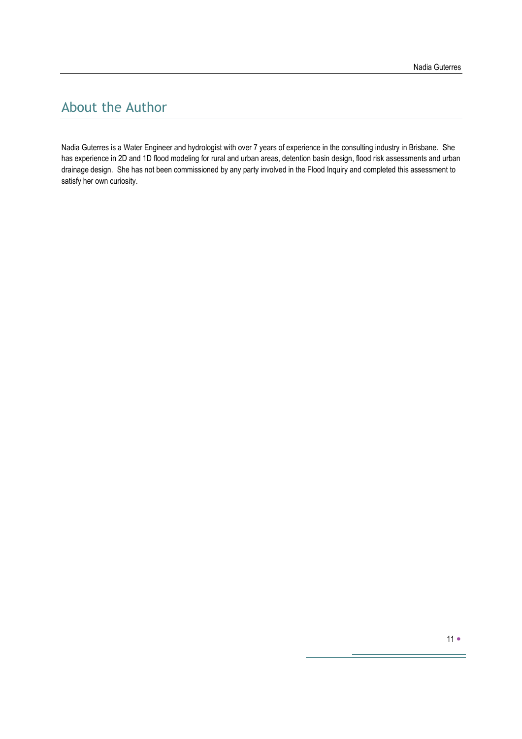## About the Author

Nadia Guterres is a Water Engineer and hydrologist with over 7 years of experience in the consulting industry in Brisbane. She has experience in 2D and 1D flood modeling for rural and urban areas, detention basin design, flood risk assessments and urban drainage design. She has not been commissioned by any party involved in the Flood Inquiry and completed this assessment to satisfy her own curiosity.